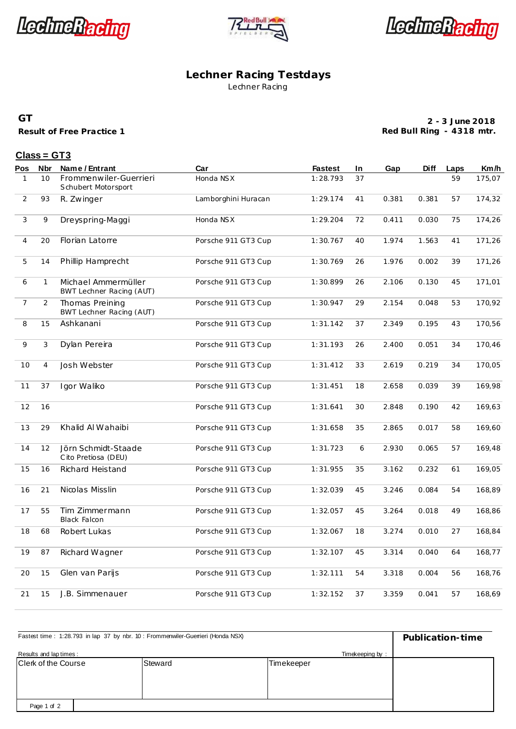# Lechner Racing Testdays

Lechner Racing

**GT**

**Result of Free Practice 1**

**2 - 3 June 2018**

**Red Bull Ring - 4318 mtr.**

**Class = GT3**

| Pos | Nbr | Name / Entrant | Car | Fastest | In | Gap | Diff | Laps | Km/h |
|---|---|---|---|---|---|---|---|---|---|
| 1 | 10 | Frommenwiler-Guerrieri<br>Schubert Motorsport | Honda NSX | 1:28.793 | 37 | | | 59 | 175,07 |
| 2 | 93 | R. Zwinger | Lamborghini Huracan | 1:29.174 | 41 | 0.381 | 0.381 | 57 | 174,32 |
| 3 | 9 | Dreyspring-Maggi | Honda NSX | 1:29.204 | 72 | 0.411 | 0.030 | 75 | 174,26 |
| 4 | 20 | Florian Latorre | Porsche 911 GT3 Cup | 1:30.767 | 40 | 1.974 | 1.563 | 41 | 171,26 |
| 5 | 14 | Phillip Hamprecht | Porsche 911 GT3 Cup | 1:30.769 | 26 | 1.976 | 0.002 | 39 | 171,26 |
| 6 | 1 | Michael Ammermüller<br>BWT Lechner Racing (AUT) | Porsche 911 GT3 Cup | 1:30.899 | 26 | 2.106 | 0.130 | 45 | 171,01 |
| 7 | 2 | Thomas Preining<br>BWT Lechner Racing (AUT) | Porsche 911 GT3 Cup | 1:30.947 | 29 | 2.154 | 0.048 | 53 | 170,92 |
| 8 | 15 | Ashkanani | Porsche 911 GT3 Cup | 1:31.142 | 37 | 2.349 | 0.195 | 43 | 170,56 |
| 9 | 3 | Dylan Pereira | Porsche 911 GT3 Cup | 1:31.193 | 26 | 2.400 | 0.051 | 34 | 170,46 |
| 10 | 4 | Josh Webster | Porsche 911 GT3 Cup | 1:31.412 | 33 | 2.619 | 0.219 | 34 | 170,05 |
| 11 | 37 | Igor Waliko | Porsche 911 GT3 Cup | 1:31.451 | 18 | 2.658 | 0.039 | 39 | 169,98 |
| 12 | 16 | | Porsche 911 GT3 Cup | 1:31.641 | 30 | 2.848 | 0.190 | 42 | 169,63 |
| 13 | 29 | Khalid Al Wahaibi | Porsche 911 GT3 Cup | 1:31.658 | 35 | 2.865 | 0.017 | 58 | 169,60 |
| 14 | 12 | Jörn Schmidt-Staade<br>Cito Pretiosa (DEU) | Porsche 911 GT3 Cup | 1:31.723 | 6 | 2.930 | 0.065 | 57 | 169,48 |
| 15 | 16 | Richard Heistand | Porsche 911 GT3 Cup | 1:31.955 | 35 | 3.162 | 0.232 | 61 | 169,05 |
| 16 | 21 | Nicolas Misslin | Porsche 911 GT3 Cup | 1:32.039 | 45 | 3.246 | 0.084 | 54 | 168,89 |
| 17 | 55 | Tim Zimmermann<br>Black Falcon | Porsche 911 GT3 Cup | 1:32.057 | 45 | 3.264 | 0.018 | 49 | 168,86 |
| 18 | 68 | Robert Lukas | Porsche 911 GT3 Cup | 1:32.067 | 18 | 3.274 | 0.010 | 27 | 168,84 |
| 19 | 87 | Richard Wagner | Porsche 911 GT3 Cup | 1:32.107 | 45 | 3.314 | 0.040 | 64 | 168,77 |
| 20 | 15 | Glen van Parijs | Porsche 911 GT3 Cup | 1:32.111 | 54 | 3.318 | 0.004 | 56 | 168,76 |
| 21 | 15 | J.B. Simmenauer | Porsche 911 GT3 Cup | 1:32.152 | 37 | 3.359 | 0.041 | 57 | 168,69 |

Fastest time : 1:28.793 in lap 37 by nbr. 10 : Frommenwiler-Guerrieri (Honda NSX)

**Publication-time**

Results and lap times :

Timekeeping by :

| Clerk of the Course | Steward | Timekeeper |
|---|---|---|
| | | |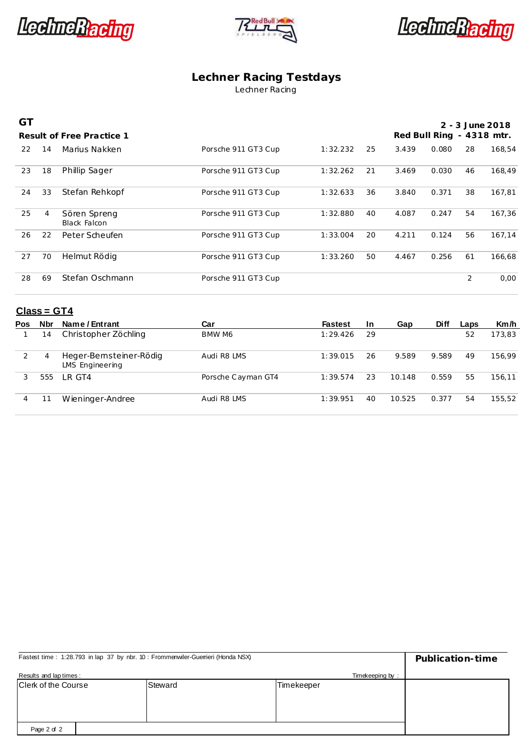# Lechner Racing Testdays

Lechner Racing

## GT

**Result of Free Practice 1**

**2 - 3 June 2018**

**Red Bull Ring - 4318 mtr.**

| | | | | | | | | | |
|---|---|---|---|---|---|---|---|---|---|
| 22 | 14 | Marius Nakken | Porsche 911 GT3 Cup | 1:32.232 | 25 | 3.439 | 0.080 | 28 | 168,54 |
| 23 | 18 | Phillip Sager | Porsche 911 GT3 Cup | 1:32.262 | 21 | 3.469 | 0.030 | 46 | 168,49 |
| 24 | 33 | Stefan Rehkopf | Porsche 911 GT3 Cup | 1:32.633 | 36 | 3.840 | 0.371 | 38 | 167,81 |
| 25 | 4 | Sören Spreng<br>Black Falcon | Porsche 911 GT3 Cup | 1:32.880 | 40 | 4.087 | 0.247 | 54 | 167,36 |
| 26 | 22 | Peter Scheufen | Porsche 911 GT3 Cup | 1:33.004 | 20 | 4.211 | 0.124 | 56 | 167,14 |
| 27 | 70 | Helmut Rödig | Porsche 911 GT3 Cup | 1:33.260 | 50 | 4.467 | 0.256 | 61 | 166,68 |
| 28 | 69 | Stefan Oschmann | Porsche 911 GT3 Cup | | | | | 2 | 0,00 |

## Class = GT4

| Pos | Nbr | Name / Entrant | Car | Fastest | In | Gap | Diff | Laps | Km/h |
|---|---|---|---|---|---|---|---|---|---|
| 1 | 14 | Christopher Zöchling | BMW M6 | 1:29.426 | 29 | | | 52 | 173,83 |
| 2 | 4 | Heger-Bernsteiner-Rödig<br>LMS Engineering | Audi R8 LMS | 1:39.015 | 26 | 9.589 | 9.589 | 49 | 156,99 |
| 3 | 555 | LR GT4 | Porsche Cayman GT4 | 1:39.574 | 23 | 10.148 | 0.559 | 55 | 156,11 |
| 4 | 11 | Wieninger-Andree | Audi R8 LMS | 1:39.951 | 40 | 10.525 | 0.377 | 54 | 155,52 |

Fastest time : 1:28.793 in lap 37 by nbr. 10 : Frommenwiler-Guerrieri (Honda NSX)

**Publication-time**

Results and lap times : Timekeeping by :

| Clerk of the Course | Steward | Timekeeper |
|---|---|---|
| | | |